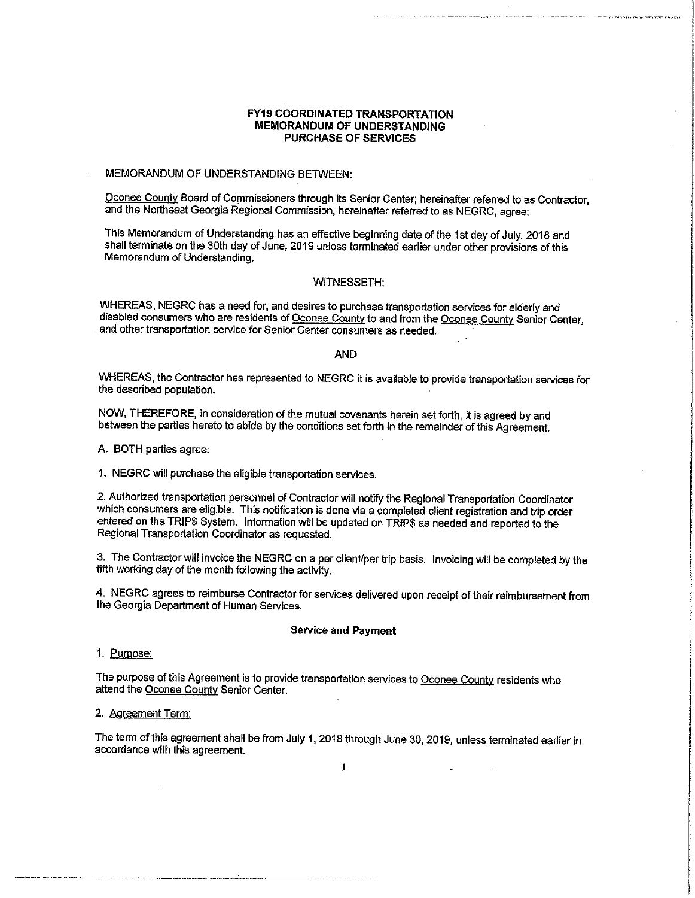# FY19 COORDINATED TRANSPORTATION MEMORANDUM OF UNDERSTANDING PURCHASE OF SERVICES

MEMORANDUM OF UNDERSTANDING BETWEEN:

Oconee County Board of Commissioners through its Senior Center; hereinafter referred to as Contractor, and the Northeast Georgia Regional Commission, hereinafter referred to as NEGRC, agree:

This Memorandum of Understanding has an effective beginning date of the 1st day of July, 2018 and shall terminate on the 30th day of June, 2019 unless terminated earlier under other provisions of this Memorandum of Understanding.

WITNESSETH:

WHEREAS, NEGRC has a need for, and desires to purchase transportation services for elderly and disabled consumers who are residents of Oconee County to and from the Oconee County Senior Center, and other transportation service for Senior Center consumers as needed.

AND

WHEREAS, the Contractor has represented to NEGRC it is available to provide transportation services for the described population.

NOW, THEREFORE, in consideration of the mutual covenants herein set forth, it is agreed by and between the parties hereto to abide by the conditions set forth in the remainder of this Agreement.

A. BOTH parties agree:

1. NEGRC will purchase the eligible transportation services.

2. Authorized transportation personnel of Contractor will notify the Regional Transportation Coordinator which consumers are eligible. This notification is done via a completed client registration and trip order entered on the TRIP$ System. Information will be updated on TRIP$ as needed and reported to the Regional Transportation Coordinator as requested.

3. The Contractor will invoice the NEGRC on a per client/per trip basis. Invoicing will be completed by the fifth working day of the month following the activity.

4. NEGRC agrees to reimburse Contractor for services delivered upon receipt of their reimbursement from the Georgia Department of Human Services.

**Service and Payment**

1. Purpose:

The purpose of this Agreement is to provide transportation services to Oconee County residents who attend the Oconee County Senior Center.

2. Agreement Term:

The term of this agreement shall be from July 1, 2018 through June 30, 2019, unless terminated earlier in accordance with this agreement.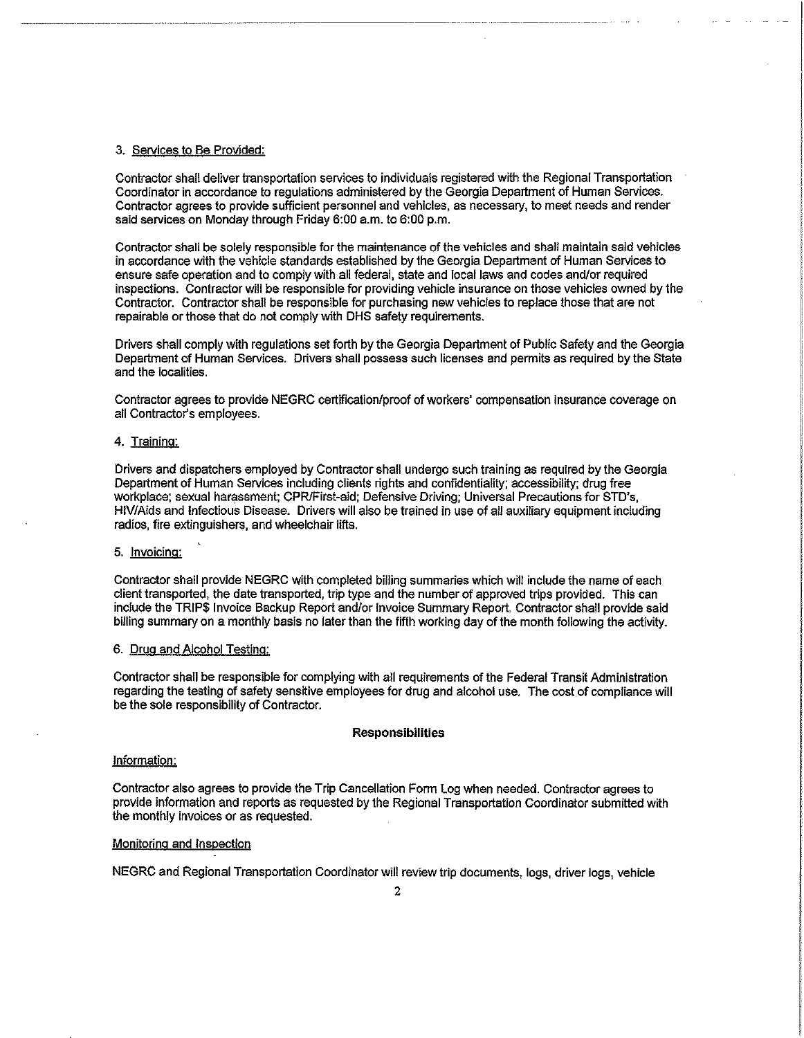3. Services to Be Provided:

Contractor shall deliver transportation services to individuals registered with the Regional Transportation Coordinator in accordance to regulations administered by the Georgia Department of Human Services. Contractor agrees to provide sufficient personnel and vehicles, as necessary, to meet needs and render said services on Monday through Friday 6:00 a.m. to 6:00 p.m.

Contractor shall be solely responsible for the maintenance of the vehicles and shall maintain said vehicles in accordance with the vehicle standards established by the Georgia Department of Human Services to ensure safe operation and to comply with all federal, state and local laws and codes and/or required inspections. Contractor will be responsible for providing vehicle insurance on those vehicles owned by the Contractor. Contractor shall be responsible for purchasing new vehicles to replace those that are not repairable or those that do not comply with DHS safety requirements.

Drivers shall comply with regulations set forth by the Georgia Department of Public Safety and the Georgia Department of Human Services. Drivers shall possess such licenses and permits as required by the State and the localities.

Contractor agrees to provide NEGRC certification/proof of workers' compensation insurance coverage on all Contractor's employees.

4. Training:

Drivers and dispatchers employed by Contractor shall undergo such training as required by the Georgia Department of Human Services including clients rights and confidentiality; accessibility; drug free workplace; sexual harassment; CPR/First-aid; Defensive Driving; Universal Precautions for STD's, HIV/Aids and Infectious Disease. Drivers will also be trained in use of all auxiliary equipment including radios, fire extinguishers, and wheelchair lifts.

5. Invoicing:

Contractor shall provide NEGRC with completed billing summaries which will include the name of each client transported, the date transported, trip type and the number of approved trips provided. This can include the TRIP$ Invoice Backup Report and/or Invoice Summary Report. Contractor shall provide said billing summary on a monthly basis no later than the fifth working day of the month following the activity.

6. Drug and Alcohol Testing:

Contractor shall be responsible for complying with all requirements of the Federal Transit Administration regarding the testing of safety sensitive employees for drug and alcohol use. The cost of compliance will be the sole responsibility of Contractor.

**Responsibilities**

Information:

Contractor also agrees to provide the Trip Cancellation Form Log when needed. Contractor agrees to provide information and reports as requested by the Regional Transportation Coordinator submitted with the monthly invoices or as requested.

Monitoring and Inspection

NEGRC and Regional Transportation Coordinator will review trip documents, logs, driver logs, vehicle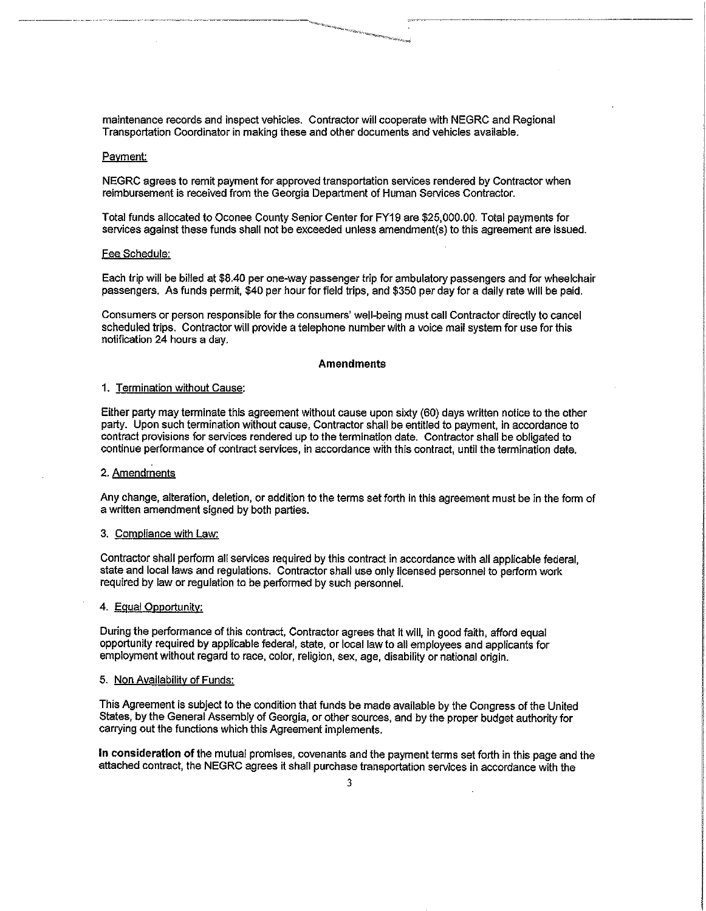maintenance records and inspect vehicles. Contractor will cooperate with NEGRC and Regional Transportation Coordinator in making these and other documents and vehicles available.

Payment:

NEGRC agrees to remit payment for approved transportation services rendered by Contractor when reimbursement is received from the Georgia Department of Human Services Contractor.

Total funds allocated to Oconee County Senior Center for FY19 are $25,000.00. Total payments for services against these funds shall not be exceeded unless amendment(s) to this agreement are issued.

Fee Schedule:

Each trip will be billed at $8.40 per one-way passenger trip for ambulatory passengers and for wheelchair passengers. As funds permit, $40 per hour for field trips, and $350 per day for a daily rate will be paid.

Consumers or person responsible for the consumers' well-being must call Contractor directly to cancel scheduled trips. Contractor will provide a telephone number with a voice mail system for use for this notification 24 hours a day.

## Amendments

1. Termination without Cause:

Either party may terminate this agreement without cause upon sixty (60) days written notice to the other party. Upon such termination without cause, Contractor shall be entitled to payment, in accordance to contract provisions for services rendered up to the termination date. Contractor shall be obligated to continue performance of contract services, in accordance with this contract, until the termination date.

2. Amendments

Any change, alteration, deletion, or addition to the terms set forth in this agreement must be in the form of a written amendment signed by both parties.

3. Compliance with Law:

Contractor shall perform all services required by this contract in accordance with all applicable federal, state and local laws and regulations. Contractor shall use only licensed personnel to perform work required by law or regulation to be performed by such personnel.

4. Equal Opportunity:

During the performance of this contract, Contractor agrees that it will, in good faith, afford equal opportunity required by applicable federal, state, or local law to all employees and applicants for employment without regard to race, color, religion, sex, age, disability or national origin.

5. Non Availability of Funds:

This Agreement is subject to the condition that funds be made available by the Congress of the United States, by the General Assembly of Georgia, or other sources, and by the proper budget authority for carrying out the functions which this Agreement implements.

**In consideration of** the mutual promises, covenants and the payment terms set forth in this page and the attached contract, the NEGRC agrees it shall purchase transportation services in accordance with the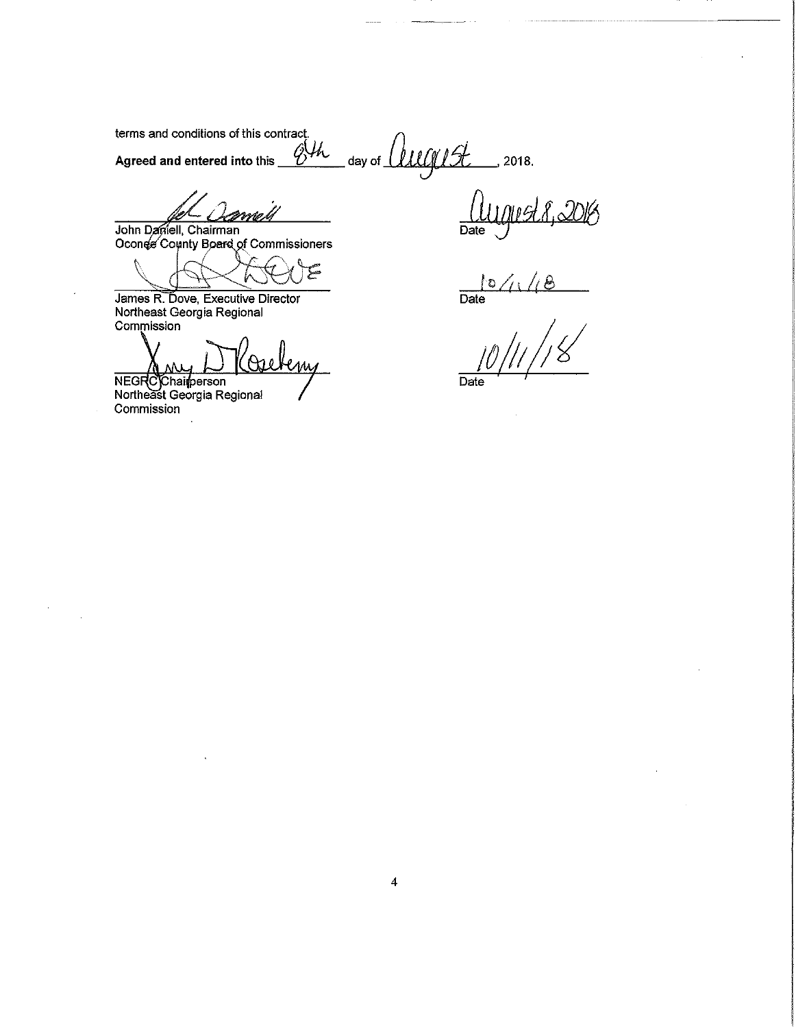terms and conditions of this contract.

**Agreed and entered into this** 8th day of August, 2018.

John Daniell, Chairman
Oconee County Board of Commissioners

Date: August 8, 2018

James R. Dove, Executive Director
Northeast Georgia Regional Commission

Date: 10/11/18

NEGRC Chairperson
Northeast Georgia Regional Commission

Date: 10/11/18